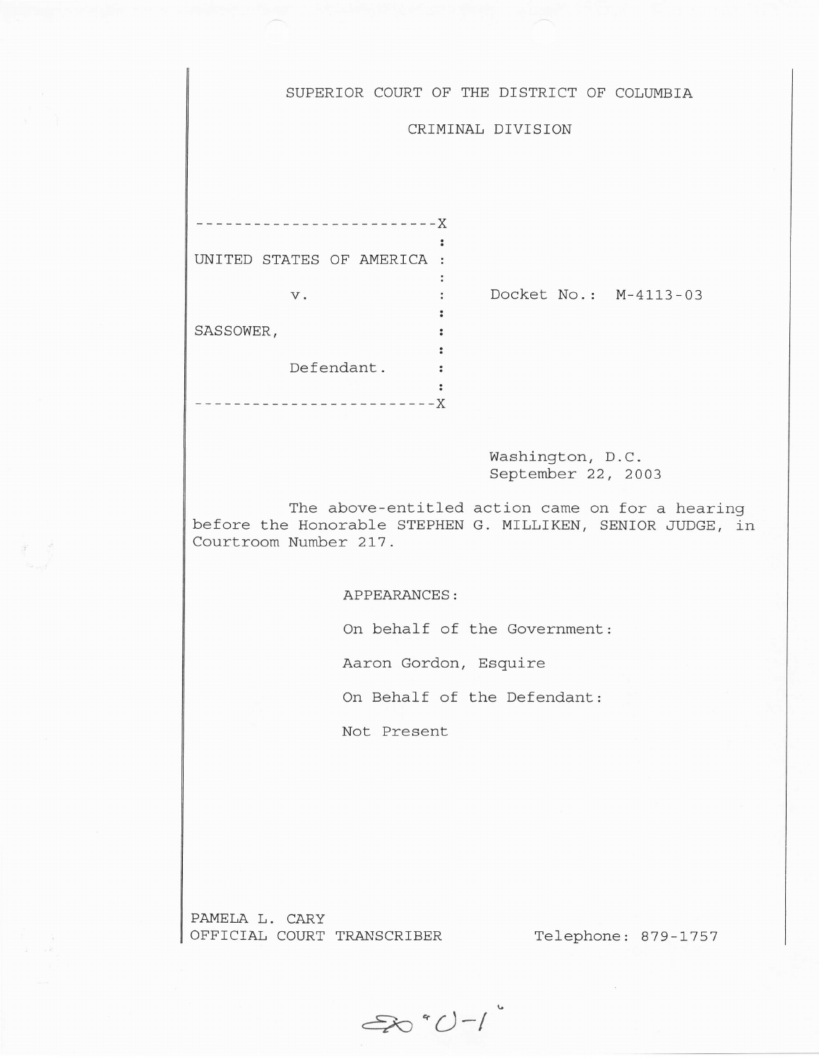SUPERIOR COURT OF THE DISTRICT OF COLUMBIA

CRIMINAL DIVISION

```
-------------------------X
                         :
UNITED STATES OF AMERICA :
                         :
         v.              :     Docket No.:  M-4113-03
                         :
SASSOWER,                :
                         :
         Defendant.      :
                         :
-------------------------X
```

Washington, D.C.
September 22, 2003

The above-entitled action came on for a hearing before the Honorable STEPHEN G. MILLIKEN, SENIOR JUDGE, in Courtroom Number 217.

APPEARANCES:

On behalf of the Government:

Aaron Gordon, Esquire

On Behalf of the Defendant:

Not Present

PAMELA L. CARY
OFFICIAL COURT TRANSCRIBER                    Telephone: 879-1757

Ex "U-1"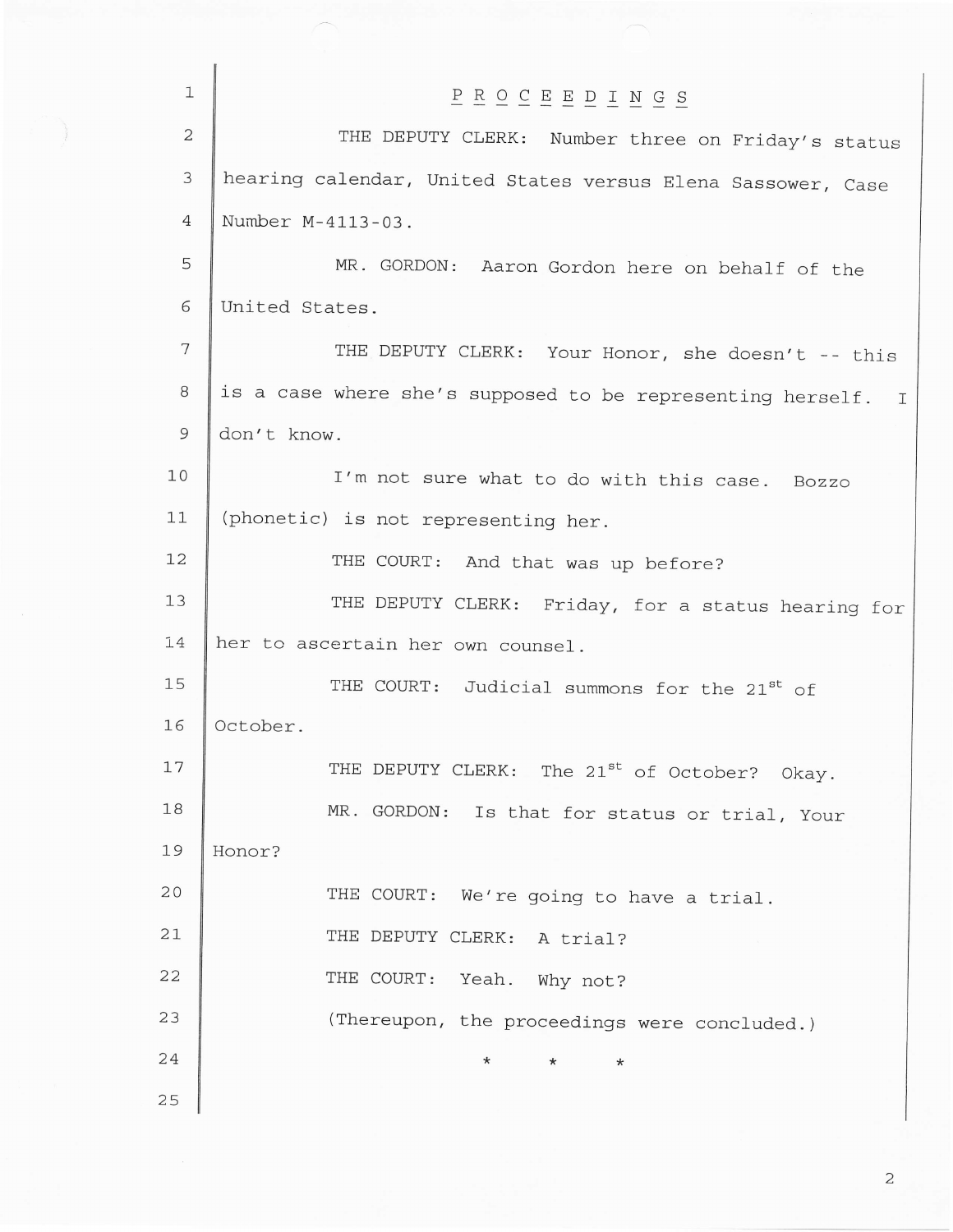# PROCEEDINGS

THE DEPUTY CLERK: Number three on Friday's status hearing calendar, United States versus Elena Sassower, Case Number M-4113-03.

MR. GORDON: Aaron Gordon here on behalf of the United States.

THE DEPUTY CLERK: Your Honor, she doesn't -- this is a case where she's supposed to be representing herself. I don't know.

I'm not sure what to do with this case. Bozzo (phonetic) is not representing her.

THE COURT: And that was up before?

THE DEPUTY CLERK: Friday, for a status hearing for her to ascertain her own counsel.

THE COURT: Judicial summons for the 21st of October.

THE DEPUTY CLERK: The 21st of October? Okay.

MR. GORDON: Is that for status or trial, Your Honor?

THE COURT: We're going to have a trial.

THE DEPUTY CLERK: A trial?

THE COURT: Yeah. Why not?

(Thereupon, the proceedings were concluded.)

\* \* \*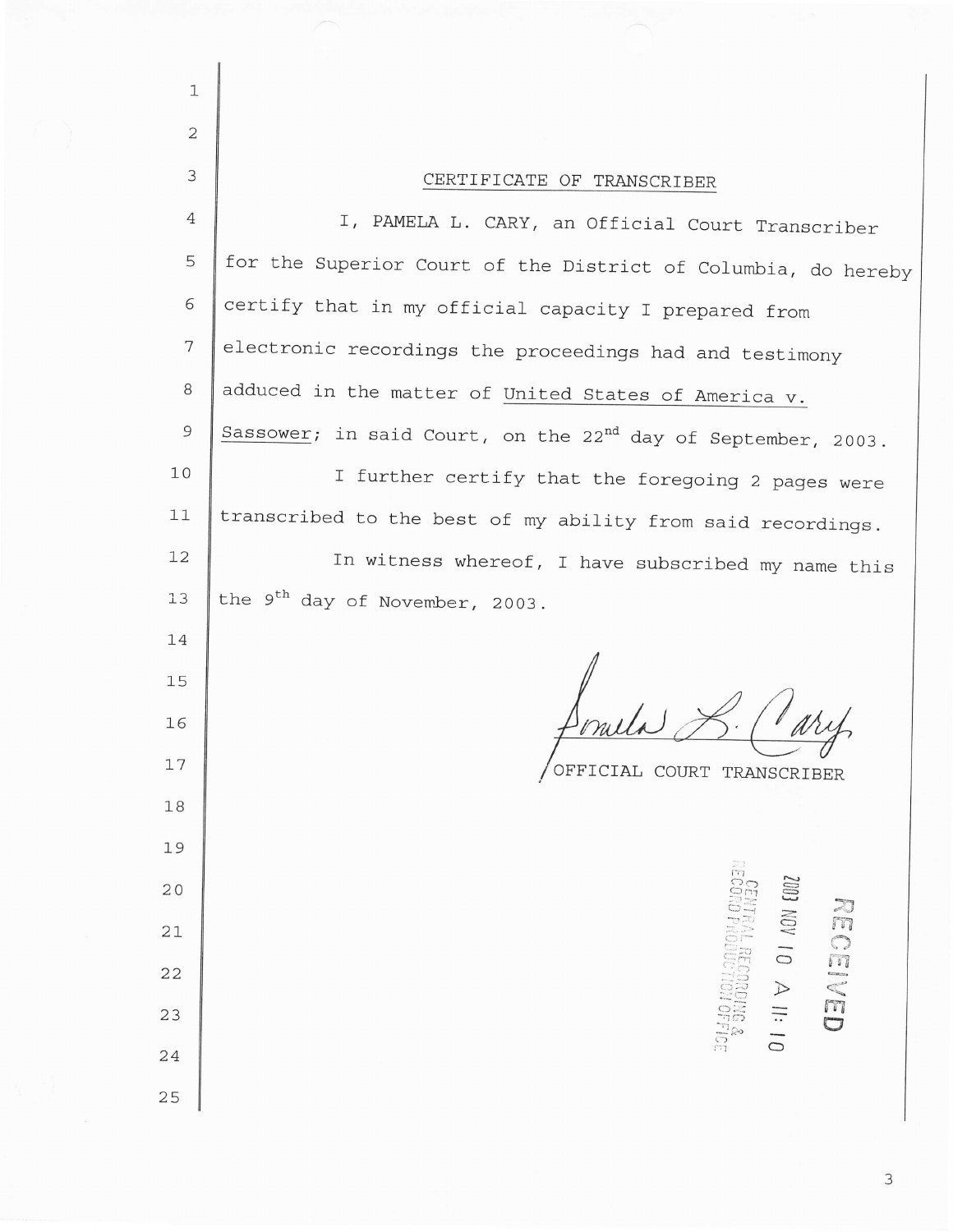## CERTIFICATE OF TRANSCRIBER

I, PAMELA L. CARY, an Official Court Transcriber for the Superior Court of the District of Columbia, do hereby certify that in my official capacity I prepared from electronic recordings the proceedings had and testimony adduced in the matter of United States of America v. Sassower; in said Court, on the 22nd day of September, 2003.

I further certify that the foregoing 2 pages were transcribed to the best of my ability from said recordings.

In witness whereof, I have subscribed my name this the 9th day of November, 2003.

Pamela L. Cary

OFFICIAL COURT TRANSCRIBER

RECEIVED
2003 NOV 10 A 11:10
CENTRAL RECORDING & RECORD PRODUCTION OFFICE